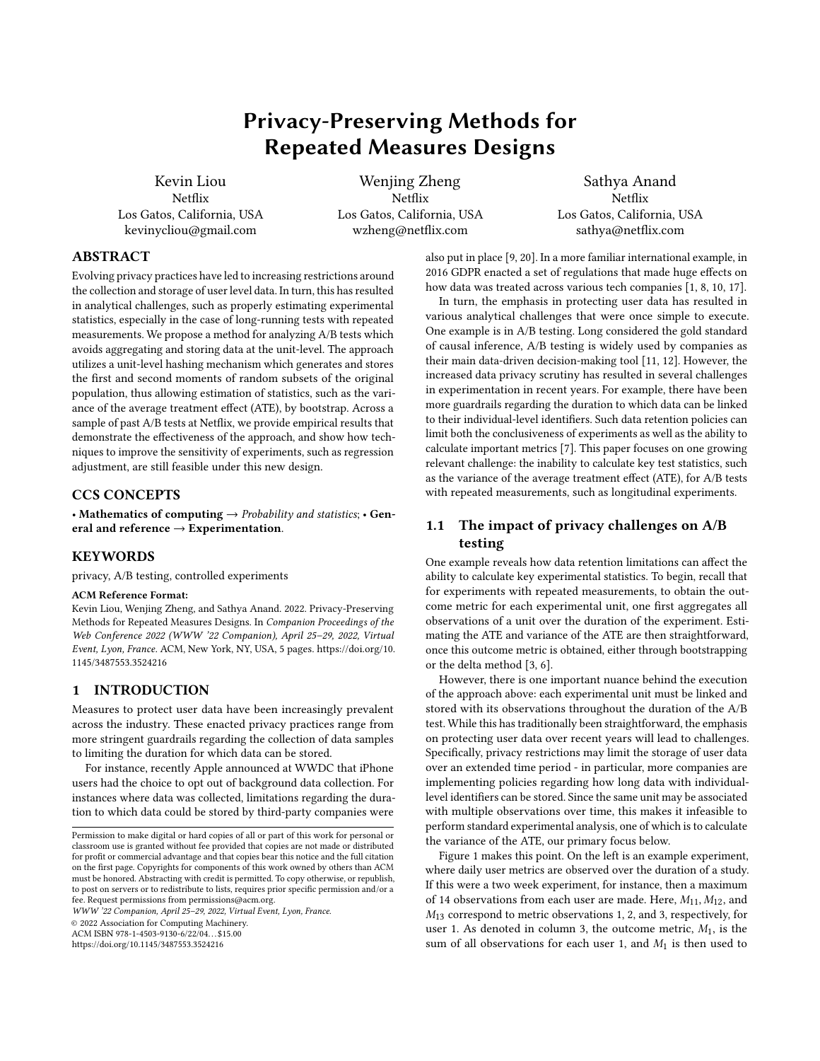# Privacy-Preserving Methods for Repeated Measures Designs

Kevin Liou
Netflix
Los Gatos, California, USA
kevinycliou@gmail.com

Wenjing Zheng
Netflix
Los Gatos, California, USA
wzheng@netflix.com

Sathya Anand
Netflix
Los Gatos, California, USA
sathya@netflix.com

## ABSTRACT

Evolving privacy practices have led to increasing restrictions around the collection and storage of user level data. In turn, this has resulted in analytical challenges, such as properly estimating experimental statistics, especially in the case of long-running tests with repeated measurements. We propose a method for analyzing A/B tests which avoids aggregating and storing data at the unit-level. The approach utilizes a unit-level hashing mechanism which generates and stores the first and second moments of random subsets of the original population, thus allowing estimation of statistics, such as the variance of the average treatment effect (ATE), by bootstrap. Across a sample of past A/B tests at Netflix, we provide empirical results that demonstrate the effectiveness of the approach, and show how techniques to improve the sensitivity of experiments, such as regression adjustment, are still feasible under this new design.

## CCS CONCEPTS

• **Mathematics of computing** → *Probability and statistics*; • **General and reference** → **Experimentation**.

## KEYWORDS

privacy, A/B testing, controlled experiments

**ACM Reference Format:**
Kevin Liou, Wenjing Zheng, and Sathya Anand. 2022. Privacy-Preserving Methods for Repeated Measures Designs. In *Companion Proceedings of the Web Conference 2022 (WWW '22 Companion), April 25–29, 2022, Virtual Event, Lyon, France.* ACM, New York, NY, USA, 5 pages. https://doi.org/10.1145/3487553.3524216

## 1 INTRODUCTION

Measures to protect user data have been increasingly prevalent across the industry. These enacted privacy practices range from more stringent guardrails regarding the collection of data samples to limiting the duration for which data can be stored.

For instance, recently Apple announced at WWDC that iPhone users had the choice to opt out of background data collection. For instances where data was collected, limitations regarding the duration to which data could be stored by third-party companies were also put in place [9, 20]. In a more familiar international example, in 2016 GDPR enacted a set of regulations that made huge effects on how data was treated across various tech companies [1, 8, 10, 17].

In turn, the emphasis in protecting user data has resulted in various analytical challenges that were once simple to execute. One example is in A/B testing. Long considered the gold standard of causal inference, A/B testing is widely used by companies as their main data-driven decision-making tool [11, 12]. However, the increased data privacy scrutiny has resulted in several challenges in experimentation in recent years. For example, there have been more guardrails regarding the duration to which data can be linked to their individual-level identifiers. Such data retention policies can limit both the conclusiveness of experiments as well as the ability to calculate important metrics [7]. This paper focuses on one growing relevant challenge: the inability to calculate key test statistics, such as the variance of the average treatment effect (ATE), for A/B tests with repeated measurements, such as longitudinal experiments.

### 1.1 The impact of privacy challenges on A/B testing

One example reveals how data retention limitations can affect the ability to calculate key experimental statistics. To begin, recall that for experiments with repeated measurements, to obtain the outcome metric for each experimental unit, one first aggregates all observations of a unit over the duration of the experiment. Estimating the ATE and variance of the ATE are then straightforward, once this outcome metric is obtained, either through bootstrapping or the delta method [3, 6].

However, there is one important nuance behind the execution of the approach above: each experimental unit must be linked and stored with its observations throughout the duration of the A/B test. While this has traditionally been straightforward, the emphasis on protecting user data over recent years will lead to challenges. Specifically, privacy restrictions may limit the storage of user data over an extended time period - in particular, more companies are implementing policies regarding how long data with individual-level identifiers can be stored. Since the same unit may be associated with multiple observations over time, this makes it infeasible to perform standard experimental analysis, one of which is to calculate the variance of the ATE, our primary focus below.

Figure 1 makes this point. On the left is an example experiment, where daily user metrics are observed over the duration of a study. If this were a two week experiment, for instance, then a maximum of 14 observations from each user are made. Here, $M_{11}$, $M_{12}$, and $M_{13}$ correspond to metric observations 1, 2, and 3, respectively, for user 1. As denoted in column 3, the outcome metric, $M_1$, is the sum of all observations for each user 1, and $M_1$ is then used to

Permission to make digital or hard copies of all or part of this work for personal or classroom use is granted without fee provided that copies are not made or distributed for profit or commercial advantage and that copies bear this notice and the full citation on the first page. Copyrights for components of this work owned by others than ACM must be honored. Abstracting with credit is permitted. To copy otherwise, or republish, to post on servers or to redistribute to lists, requires prior specific permission and/or a fee. Request permissions from permissions@acm.org.
*WWW '22 Companion, April 25–29, 2022, Virtual Event, Lyon, France.*
© 2022 Association for Computing Machinery.
ACM ISBN 978-1-4503-9130-6/22/04…$15.00
https://doi.org/10.1145/3487553.3524216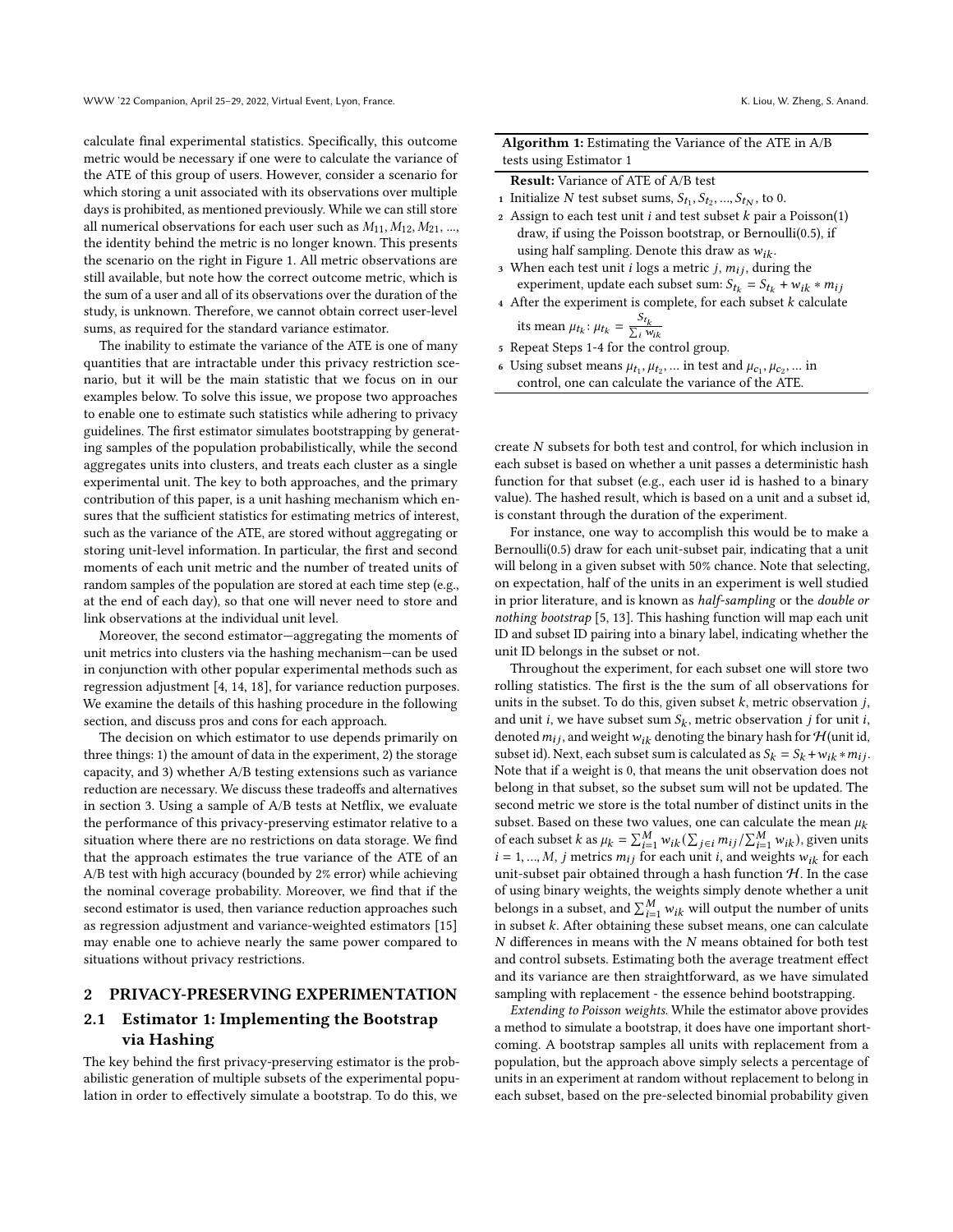calculate final experimental statistics. Specifically, this outcome metric would be necessary if one were to calculate the variance of the ATE of this group of users. However, consider a scenario for which storing a unit associated with its observations over multiple days is prohibited, as mentioned previously. While we can still store all numerical observations for each user such as $M_{11}, M_{12}, M_{21}, ...$, the identity behind the metric is no longer known. This presents the scenario on the right in Figure 1. All metric observations are still available, but note how the correct outcome metric, which is the sum of a user and all of its observations over the duration of the study, is unknown. Therefore, we cannot obtain correct user-level sums, as required for the standard variance estimator.

The inability to estimate the variance of the ATE is one of many quantities that are intractable under this privacy restriction scenario, but it will be the main statistic that we focus on in our examples below. To solve this issue, we propose two approaches to enable one to estimate such statistics while adhering to privacy guidelines. The first estimator simulates bootstrapping by generating samples of the population probabilistically, while the second aggregates units into clusters, and treats each cluster as a single experimental unit. The key to both approaches, and the primary contribution of this paper, is a unit hashing mechanism which ensures that the sufficient statistics for estimating metrics of interest, such as the variance of the ATE, are stored without aggregating or storing unit-level information. In particular, the first and second moments of each unit metric and the number of treated units of random samples of the population are stored at each time step (e.g., at the end of each day), so that one will never need to store and link observations at the individual unit level.

Moreover, the second estimator—aggregating the moments of unit metrics into clusters via the hashing mechanism—can be used in conjunction with other popular experimental methods such as regression adjustment [4, 14, 18], for variance reduction purposes. We examine the details of this hashing procedure in the following section, and discuss pros and cons for each approach.

The decision on which estimator to use depends primarily on three things: 1) the amount of data in the experiment, 2) the storage capacity, and 3) whether A/B testing extensions such as variance reduction are necessary. We discuss these tradeoffs and alternatives in section 3. Using a sample of A/B tests at Netflix, we evaluate the performance of this privacy-preserving estimator relative to a situation where there are no restrictions on data storage. We find that the approach estimates the true variance of the ATE of an A/B test with high accuracy (bounded by 2% error) while achieving the nominal coverage probability. Moreover, we find that if the second estimator is used, then variance reduction approaches such as regression adjustment and variance-weighted estimators [15] may enable one to achieve nearly the same power compared to situations without privacy restrictions.

## 2 PRIVACY-PRESERVING EXPERIMENTATION

### 2.1 Estimator 1: Implementing the Bootstrap via Hashing

The key behind the first privacy-preserving estimator is the probabilistic generation of multiple subsets of the experimental population in order to effectively simulate a bootstrap. To do this, we create $N$ subsets for both test and control, for which inclusion in each subset is based on whether a unit passes a deterministic hash function for that subset (e.g., each user id is hashed to a binary value). The hashed result, which is based on a unit and a subset id, is constant through the duration of the experiment.

**Algorithm 1:** Estimating the Variance of the ATE in A/B tests using Estimator 1

**Result:** Variance of ATE of A/B test

1. Initialize $N$ test subset sums, $S_{t_1}, S_{t_2}, ..., S_{t_N}$, to 0.
2. Assign to each test unit $i$ and test subset $k$ pair a Poisson(1) draw, if using the Poisson bootstrap, or Bernoulli(0.5), if using half sampling. Denote this draw as $w_{ik}$.
3. When each test unit $i$ logs a metric $j$, $m_{ij}$, during the experiment, update each subset sum: $S_{t_k} = S_{t_k} + w_{ik} * m_{ij}$
4. After the experiment is complete, for each subset $k$ calculate its mean $\mu_{t_k}$: $\mu_{t_k} = \frac{S_{t_k}}{\sum_i w_{ik}}$
5. Repeat Steps 1-4 for the control group.
6. Using subset means $\mu_{t_1}, \mu_{t_2}, ...$ in test and $\mu_{c_1}, \mu_{c_2}, ...$ in control, one can calculate the variance of the ATE.

For instance, one way to accomplish this would be to make a Bernoulli(0.5) draw for each unit-subset pair, indicating that a unit will belong in a given subset with 50% chance. Note that selecting, on expectation, half of the units in an experiment is well studied in prior literature, and is known as *half-sampling* or the *double or nothing bootstrap* [5, 13]. This hashing function will map each unit ID and subset ID pairing into a binary label, indicating whether the unit ID belongs in the subset or not.

Throughout the experiment, for each subset one will store two rolling statistics. The first is the the sum of all observations for units in the subset. To do this, given subset $k$, metric observation $j$, and unit $i$, we have subset sum $S_k$, metric observation $j$ for unit $i$, denoted $m_{ij}$, and weight $w_{ik}$ denoting the binary hash for $\mathcal{H}$(unit id, subset id). Next, each subset sum is calculated as $S_k = S_k + w_{ik} * m_{ij}$. Note that if a weight is 0, that means the unit observation does not belong in that subset, so the subset sum will not be updated. The second metric we store is the total number of distinct units in the subset. Based on these two values, one can calculate the mean $\mu_k$ of each subset $k$ as $\mu_k = \sum_{i=1}^{M} w_{ik}(\sum_{j \in i} m_{ij} / \sum_{i=1}^{M} w_{ik})$, given units $i = 1, ..., M$, $j$ metrics $m_{ij}$ for each unit $i$, and weights $w_{ik}$ for each unit-subset pair obtained through a hash function $\mathcal{H}$. In the case of using binary weights, the weights simply denote whether a unit belongs in a subset, and $\sum_{i=1}^{M} w_{ik}$ will output the number of units in subset $k$. After obtaining these subset means, one can calculate $N$ differences in means with the $N$ means obtained for both test and control subsets. Estimating both the average treatment effect and its variance are then straightforward, as we have simulated sampling with replacement - the essence behind bootstrapping.

*Extending to Poisson weights.* While the estimator above provides a method to simulate a bootstrap, it does have one important shortcoming. A bootstrap samples all units with replacement from a population, but the approach above simply selects a percentage of units in an experiment at random without replacement to belong in each subset, based on the pre-selected binomial probability given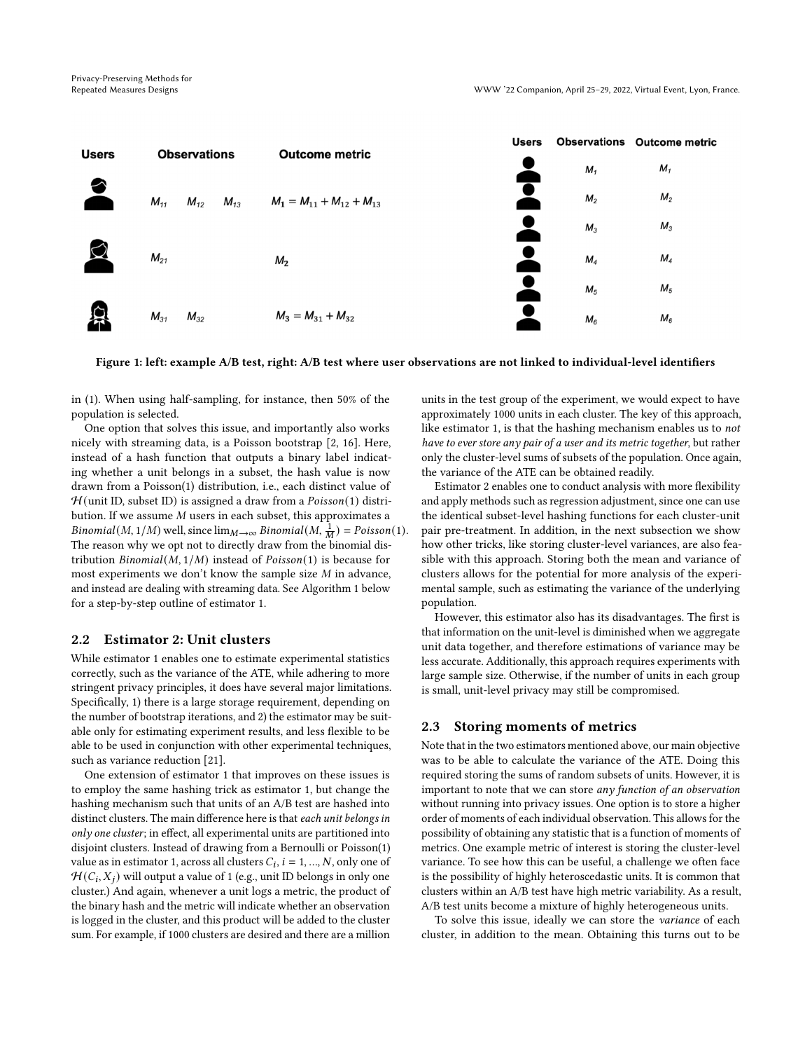Figure 1: left: example A/B test, right: A/B test where user observations are not linked to individual-level identifiers

in (1). When using half-sampling, for instance, then 50% of the population is selected.

One option that solves this issue, and importantly also works nicely with streaming data, is a Poisson bootstrap [2, 16]. Here, instead of a hash function that outputs a binary label indicating whether a unit belongs in a subset, the hash value is now drawn from a Poisson(1) distribution, i.e., each distinct value of $\mathcal{H}$(unit ID, subset ID) is assigned a draw from a $Poisson(1)$ distribution. If we assume $M$ users in each subset, this approximates a $Binomial(M, 1/M)$ well, since $\lim_{M\to\infty} Binomial(M, \frac{1}{M}) = Poisson(1)$. The reason why we opt not to directly draw from the binomial distribution $Binomial(M, 1/M)$ instead of $Poisson(1)$ is because for most experiments we don't know the sample size $M$ in advance, and instead are dealing with streaming data. See Algorithm 1 below for a step-by-step outline of estimator 1.

## 2.2 Estimator 2: Unit clusters

While estimator 1 enables one to estimate experimental statistics correctly, such as the variance of the ATE, while adhering to more stringent privacy principles, it does have several major limitations. Specifically, 1) there is a large storage requirement, depending on the number of bootstrap iterations, and 2) the estimator may be suitable only for estimating experiment results, and less flexible to be able to be used in conjunction with other experimental techniques, such as variance reduction [21].

One extension of estimator 1 that improves on these issues is to employ the same hashing trick as estimator 1, but change the hashing mechanism such that units of an A/B test are hashed into distinct clusters. The main difference here is that *each unit belongs in only one cluster*; in effect, all experimental units are partitioned into disjoint clusters. Instead of drawing from a Bernoulli or Poisson(1) value as in estimator 1, across all clusters $C_i, i = 1, ..., N$, only one of $\mathcal{H}(C_i, X_j)$ will output a value of 1 (e.g., unit ID belongs in only one cluster.) And again, whenever a unit logs a metric, the product of the binary hash and the metric will indicate whether an observation is logged in the cluster, and this product will be added to the cluster sum. For example, if 1000 clusters are desired and there are a million units in the test group of the experiment, we would expect to have approximately 1000 units in each cluster. The key of this approach, like estimator 1, is that the hashing mechanism enables us to *not have to ever store any pair of a user and its metric together*, but rather only the cluster-level sums of subsets of the population. Once again, the variance of the ATE can be obtained readily.

Estimator 2 enables one to conduct analysis with more flexibility and apply methods such as regression adjustment, since one can use the identical subset-level hashing functions for each cluster-unit pair pre-treatment. In addition, in the next subsection we show how other tricks, like storing cluster-level variances, are also feasible with this approach. Storing both the mean and variance of clusters allows for the potential for more analysis of the experimental sample, such as estimating the variance of the underlying population.

However, this estimator also has its disadvantages. The first is that information on the unit-level is diminished when we aggregate unit data together, and therefore estimations of variance may be less accurate. Additionally, this approach requires experiments with large sample size. Otherwise, if the number of units in each group is small, unit-level privacy may still be compromised.

## 2.3 Storing moments of metrics

Note that in the two estimators mentioned above, our main objective was to be able to calculate the variance of the ATE. Doing this required storing the sums of random subsets of units. However, it is important to note that we can store *any function of an observation* without running into privacy issues. One option is to store a higher order of moments of each individual observation. This allows for the possibility of obtaining any statistic that is a function of moments of metrics. One example metric of interest is storing the cluster-level variance. To see how this can be useful, a challenge we often face is the possibility of highly heteroscedastic units. It is common that clusters within an A/B test have high metric variability. As a result, A/B test units become a mixture of highly heterogeneous units.

To solve this issue, ideally we can store the *variance* of each cluster, in addition to the mean. Obtaining this turns out to be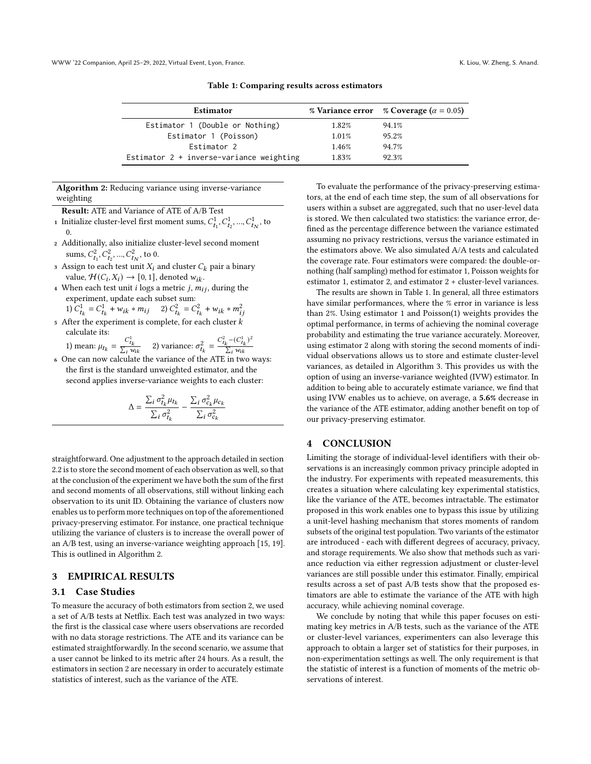**Table 1: Comparing results across estimators**

| Estimator | % Variance error | % Coverage ($\alpha = 0.05$) |
|---|---|---|
| Estimator 1 (Double or Nothing) | 1.82% | 94.1% |
| Estimator 1 (Poisson) | 1.01% | 95.2% |
| Estimator 2 | 1.46% | 94.7% |
| Estimator 2 + inverse-variance weighting | 1.83% | 92.3% |

**Algorithm 2:** Reducing variance using inverse-variance weighting

**Result:** ATE and Variance of ATE of A/B Test

1. Initialize cluster-level first moment sums, $C^1_{t_1}, C^1_{t_2}, ..., C^1_{t_N}$, to 0.
2. Additionally, also initialize cluster-level second moment sums, $C^2_{t_1}, C^2_{t_2}, ..., C^2_{t_N}$, to 0.
3. Assign to each test unit $X_i$ and cluster $C_k$ pair a binary value, $\mathcal{H}(C_i, X_i) \rightarrow [0, 1]$, denoted $w_{ik}$.
4. When each test unit $i$ logs a metric $j$, $m_{ij}$, during the experiment, update each subset sum:
   1) $C^1_{t_k} = C^1_{t_k} + w_{ik} * m_{ij}$ 2) $C^2_{t_k} = C^2_{t_k} + w_{ik} * m^2_{ij}$
5. After the experiment is complete, for each cluster $k$ calculate its:
   1) mean: $\mu_{t_k} = \frac{C^1_{t_k}}{\sum_i w_{ik}}$ 2) variance: $\sigma^2_{t_k} = \frac{C^2_{t_k} - (C^1_{t_k})^2}{\sum_i w_{ik}}$
6. One can now calculate the variance of the ATE in two ways: the first is the standard unweighted estimator, and the second applies inverse-variance weights to each cluster:

$$\Delta = \frac{\sum_i \sigma^2_{t_k} \mu_{t_k}}{\sum_i \sigma^2_{t_k}} - \frac{\sum_i \sigma^2_{c_k} \mu_{c_k}}{\sum_i \sigma^2_{c_k}}$$

straightforward. One adjustment to the approach detailed in section 2.2 is to store the second moment of each observation as well, so that at the conclusion of the experiment we have both the sum of the first and second moments of all observations, still without linking each observation to its unit ID. Obtaining the variance of clusters now enables us to perform more techniques on top of the aforementioned privacy-preserving estimator. For instance, one practical technique utilizing the variance of clusters is to increase the overall power of an A/B test, using an inverse-variance weighting approach [15, 19]. This is outlined in Algorithm 2.

# 3 EMPIRICAL RESULTS

## 3.1 Case Studies

To measure the accuracy of both estimators from section 2, we used a set of A/B tests at Netflix. Each test was analyzed in two ways: the first is the classical case where users observations are recorded with no data storage restrictions. The ATE and its variance can be estimated straightforwardly. In the second scenario, we assume that a user cannot be linked to its metric after 24 hours. As a result, the estimators in section 2 are necessary in order to accurately estimate statistics of interest, such as the variance of the ATE.

To evaluate the performance of the privacy-preserving estimators, at the end of each time step, the sum of all observations for users within a subset are aggregated, such that no user-level data is stored. We then calculated two statistics: the variance error, defined as the percentage difference between the variance estimated assuming no privacy restrictions, versus the variance estimated in the estimators above. We also simulated A/A tests and calculated the coverage rate. Four estimators were compared: the double-or-nothing (half sampling) method for estimator 1, Poisson weights for estimator 1, estimator 2, and estimator 2 + cluster-level variances.

The results are shown in Table 1. In general, all three estimators have similar performances, where the % error in variance is less than 2%. Using estimator 1 and Poisson(1) weights provides the optimal performance, in terms of achieving the nominal coverage probability and estimating the true variance accurately. Moreover, using estimator 2 along with storing the second moments of individual observations allows us to store and estimate cluster-level variances, as detailed in Algorithm 3. This provides us with the option of using an inverse-variance weighted (IVW) estimator. In addition to being able to accurately estimate variance, we find that using IVW enables us to achieve, on average, a **5.6%** decrease in the variance of the ATE estimator, adding another benefit on top of our privacy-preserving estimator.

# 4 CONCLUSION

Limiting the storage of individual-level identifiers with their observations is an increasingly common privacy principle adopted in the industry. For experiments with repeated measurements, this creates a situation where calculating key experimental statistics, like the variance of the ATE, becomes intractable. The estimator proposed in this work enables one to bypass this issue by utilizing a unit-level hashing mechanism that stores moments of random subsets of the original test population. Two variants of the estimator are introduced - each with different degrees of accuracy, privacy, and storage requirements. We also show that methods such as variance reduction via either regression adjustment or cluster-level variances are still possible under this estimator. Finally, empirical results across a set of past A/B tests show that the proposed estimators are able to estimate the variance of the ATE with high accuracy, while achieving nominal coverage.

We conclude by noting that while this paper focuses on estimating key metrics in A/B tests, such as the variance of the ATE or cluster-level variances, experimenters can also leverage this approach to obtain a larger set of statistics for their purposes, in non-experimentation settings as well. The only requirement is that the statistic of interest is a function of moments of the metric observations of interest.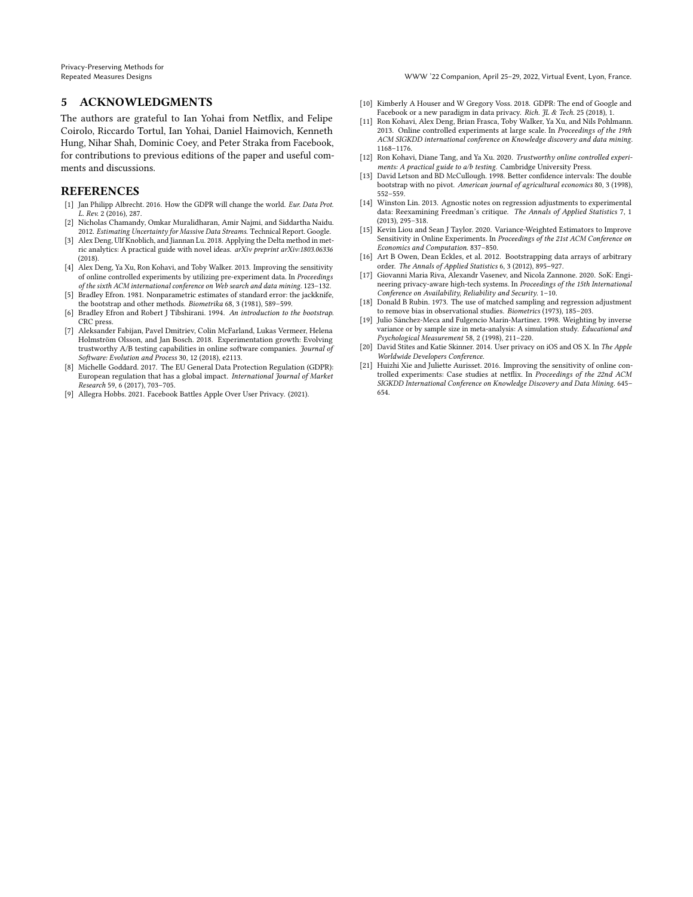## 5 ACKNOWLEDGMENTS

The authors are grateful to Ian Yohai from Netflix, and Felipe Coirolo, Riccardo Tortul, Ian Yohai, Daniel Haimovich, Kenneth Hung, Nihar Shah, Dominic Coey, and Peter Straka from Facebook, for contributions to previous editions of the paper and useful comments and discussions.

## REFERENCES

[1] Jan Philipp Albrecht. 2016. How the GDPR will change the world. *Eur. Data Prot. L. Rev.* 2 (2016), 287.

[2] Nicholas Chamandy, Omkar Muralidharan, Amir Najmi, and Siddartha Naidu. 2012. *Estimating Uncertainty for Massive Data Streams.* Technical Report. Google.

[3] Alex Deng, Ulf Knoblich, and Jiannan Lu. 2018. Applying the Delta method in metric analytics: A practical guide with novel ideas. *arXiv preprint arXiv:1803.06336* (2018).

[4] Alex Deng, Ya Xu, Ron Kohavi, and Toby Walker. 2013. Improving the sensitivity of online controlled experiments by utilizing pre-experiment data. In *Proceedings of the sixth ACM international conference on Web search and data mining.* 123–132.

[5] Bradley Efron. 1981. Nonparametric estimates of standard error: the jackknife, the bootstrap and other methods. *Biometrika* 68, 3 (1981), 589–599.

[6] Bradley Efron and Robert J Tibshirani. 1994. *An introduction to the bootstrap.* CRC press.

[7] Aleksander Fabijan, Pavel Dmitriev, Colin McFarland, Lukas Vermeer, Helena Holmström Olsson, and Jan Bosch. 2018. Experimentation growth: Evolving trustworthy A/B testing capabilities in online software companies. *Journal of Software: Evolution and Process* 30, 12 (2018), e2113.

[8] Michelle Goddard. 2017. The EU General Data Protection Regulation (GDPR): European regulation that has a global impact. *International Journal of Market Research* 59, 6 (2017), 703–705.

[9] Allegra Hobbs. 2021. Facebook Battles Apple Over User Privacy. (2021).

[10] Kimberly A Houser and W Gregory Voss. 2018. GDPR: The end of Google and Facebook or a new paradigm in data privacy. *Rich. JL & Tech.* 25 (2018), 1.

[11] Ron Kohavi, Alex Deng, Brian Frasca, Toby Walker, Ya Xu, and Nils Pohlmann. 2013. Online controlled experiments at large scale. In *Proceedings of the 19th ACM SIGKDD international conference on Knowledge discovery and data mining.* 1168–1176.

[12] Ron Kohavi, Diane Tang, and Ya Xu. 2020. *Trustworthy online controlled experiments: A practical guide to a/b testing.* Cambridge University Press.

[13] David Letson and BD McCullough. 1998. Better confidence intervals: The double bootstrap with no pivot. *American journal of agricultural economics* 80, 3 (1998), 552–559.

[14] Winston Lin. 2013. Agnostic notes on regression adjustments to experimental data: Reexamining Freedman's critique. *The Annals of Applied Statistics* 7, 1 (2013), 295–318.

[15] Kevin Liou and Sean J Taylor. 2020. Variance-Weighted Estimators to Improve Sensitivity in Online Experiments. In *Proceedings of the 21st ACM Conference on Economics and Computation.* 837–850.

[16] Art B Owen, Dean Eckles, et al. 2012. Bootstrapping data arrays of arbitrary order. *The Annals of Applied Statistics* 6, 3 (2012), 895–927.

[17] Giovanni Maria Riva, Alexandr Vasenev, and Nicola Zannone. 2020. SoK: Engineering privacy-aware high-tech systems. In *Proceedings of the 15th International Conference on Availability, Reliability and Security.* 1–10.

[18] Donald B Rubin. 1973. The use of matched sampling and regression adjustment to remove bias in observational studies. *Biometrics* (1973), 185–203.

[19] Julio Sánchez-Meca and Fulgencio Marin-Martinez. 1998. Weighting by inverse variance or by sample size in meta-analysis: A simulation study. *Educational and Psychological Measurement* 58, 2 (1998), 211–220.

[20] David Stites and Katie Skinner. 2014. User privacy on iOS and OS X. In *The Apple Worldwide Developers Conference.*

[21] Huizhi Xie and Juliette Aurisset. 2016. Improving the sensitivity of online controlled experiments: Case studies at netflix. In *Proceedings of the 22nd ACM SIGKDD International Conference on Knowledge Discovery and Data Mining.* 645–654.